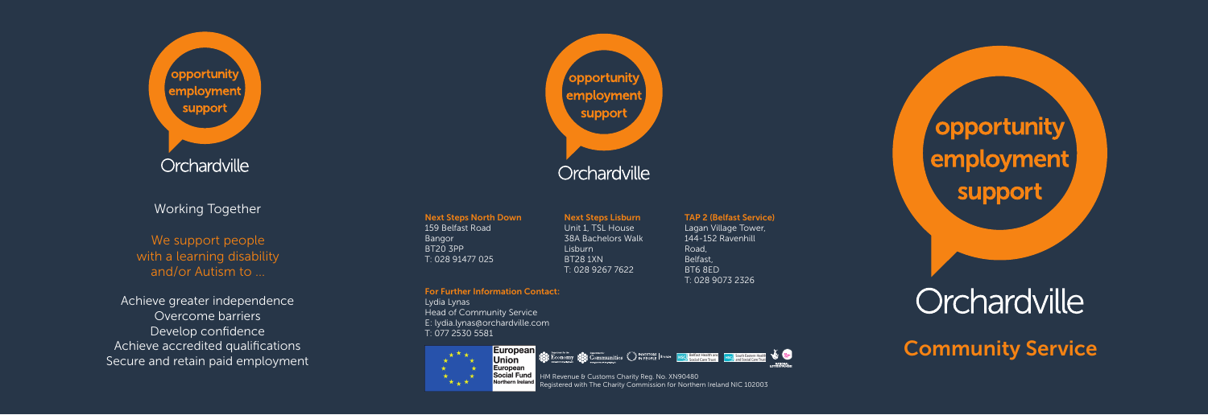opportunity
employment
support

Orchardville

Working Together

We support people with a learning disability and/or Autism to ...

Achieve greater independence
Overcome barriers
Develop confidence
Achieve accredited qualifications
Secure and retain paid employment

opportunity
employment
support

Orchardville

**Next Steps North Down**
159 Belfast Road
Bangor
BT20 3PP
T: 028 91477 025

**Next Steps Lisburn**
Unit 1, TSL House
38A Bachelors Walk
Lisburn
BT28 1XN
T: 028 9267 7622

**TAP 2 (Belfast Service)**
Lagan Village Tower,
144-152 Ravenhill Road,
Belfast,
BT6 8ED
T: 028 9073 2326

**For Further Information Contact:**
Lydia Lynas
Head of Community Service
E: lydia.lynas@orchardville.com
T: 077 2530 5581

European Union European Social Fund Northern Ireland

HM Revenue & Customs Charity Reg. No. XN90480
Registered with The Charity Commission for Northern Ireland NIC 102003

opportunity
employment
support

Orchardville

## Community Service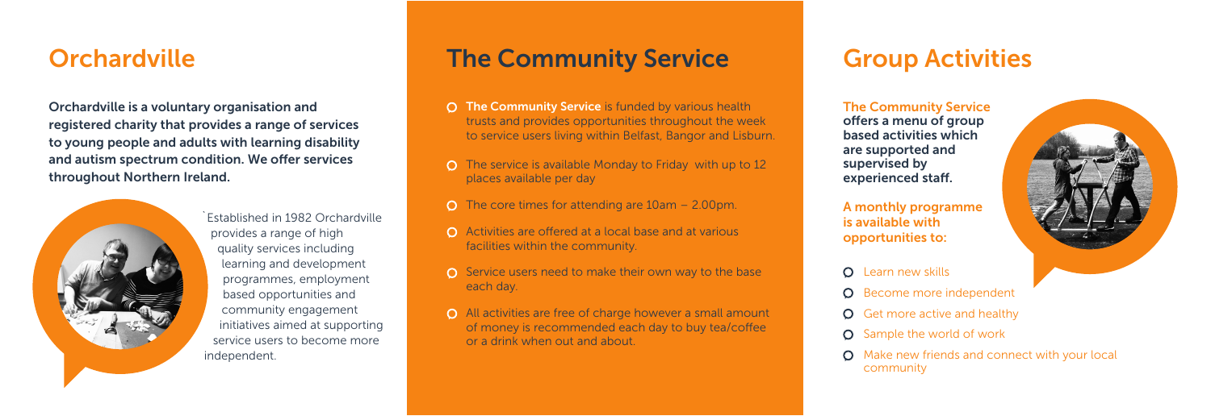## Orchardville

**Orchardville is a voluntary organisation and registered charity that provides a range of services to young people and adults with learning disability and autism spectrum condition. We offer services throughout Northern Ireland.**

Established in 1982 Orchardville provides a range of high quality services including learning and development programmes, employment based opportunities and community engagement initiatives aimed at supporting service users to become more independent.

## The Community Service

- **The Community Service** is funded by various health trusts and provides opportunities throughout the week to service users living within Belfast, Bangor and Lisburn.
- The service is available Monday to Friday with up to 12 places available per day
- The core times for attending are 10am – 2.00pm.
- Activities are offered at a local base and at various facilities within the community.
- Service users need to make their own way to the base each day.
- All activities are free of charge however a small amount of money is recommended each day to buy tea/coffee or a drink when out and about.

## Group Activities

**The Community Service offers a menu of group based activities which are supported and supervised by experienced staff.**

**A monthly programme is available with opportunities to:**

- Learn new skills
- Become more independent
- Get more active and healthy
- Sample the world of work
- Make new friends and connect with your local community